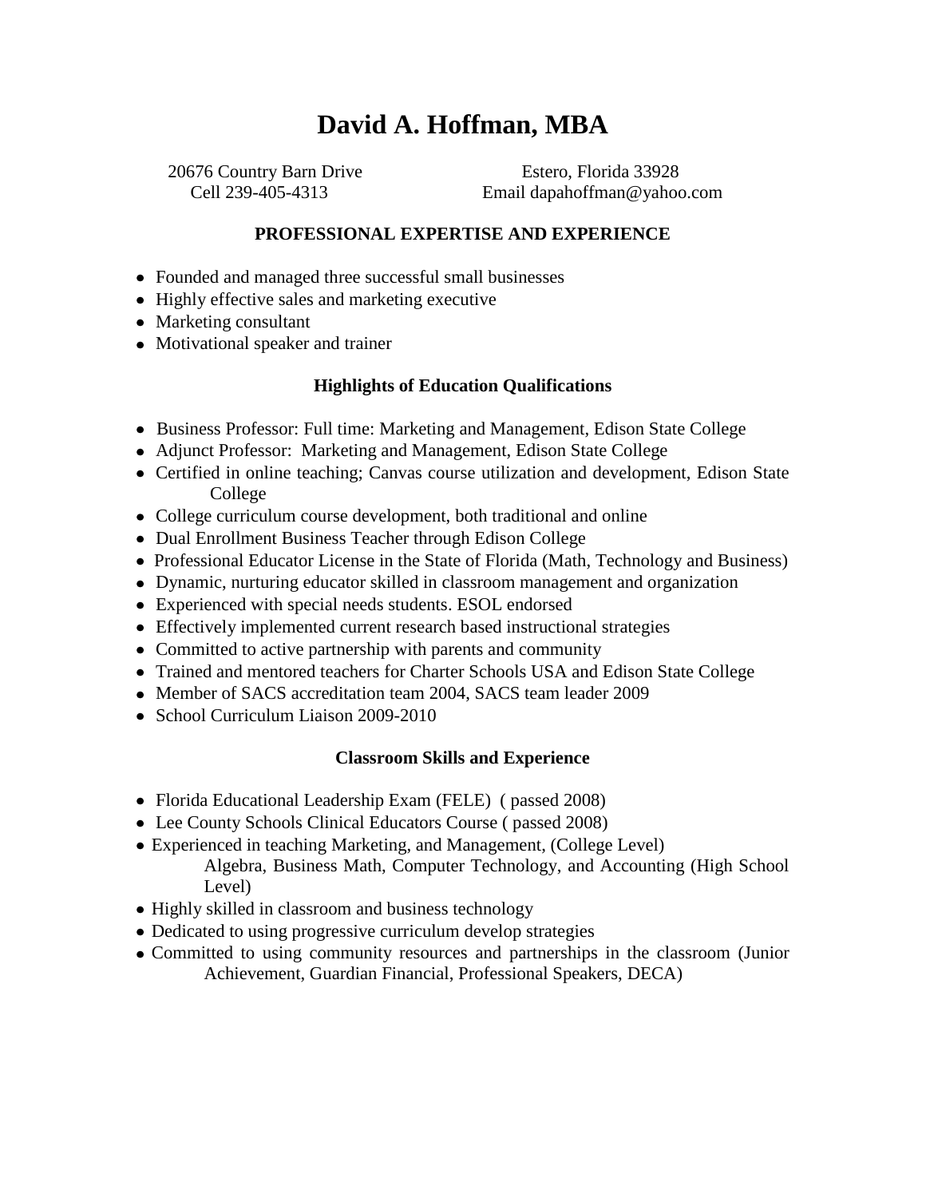# David A. Hoffman, MBA

20676 Country Barn Drive Estero, Florida 33928
Cell 239-405-4313 Email dapahoffman@yahoo.com

## PROFESSIONAL EXPERTISE AND EXPERIENCE

- Founded and managed three successful small businesses
- Highly effective sales and marketing executive
- Marketing consultant
- Motivational speaker and trainer

## Highlights of Education Qualifications

- Business Professor: Full time: Marketing and Management, Edison State College
- Adjunct Professor: Marketing and Management, Edison State College
- Certified in online teaching; Canvas course utilization and development, Edison State College
- College curriculum course development, both traditional and online
- Dual Enrollment Business Teacher through Edison College
- Professional Educator License in the State of Florida (Math, Technology and Business)
- Dynamic, nurturing educator skilled in classroom management and organization
- Experienced with special needs students. ESOL endorsed
- Effectively implemented current research based instructional strategies
- Committed to active partnership with parents and community
- Trained and mentored teachers for Charter Schools USA and Edison State College
- Member of SACS accreditation team 2004, SACS team leader 2009
- School Curriculum Liaison 2009-2010

## Classroom Skills and Experience

- Florida Educational Leadership Exam (FELE) ( passed 2008)
- Lee County Schools Clinical Educators Course ( passed 2008)
- Experienced in teaching Marketing, and Management, (College Level) Algebra, Business Math, Computer Technology, and Accounting (High School Level)
- Highly skilled in classroom and business technology
- Dedicated to using progressive curriculum develop strategies
- Committed to using community resources and partnerships in the classroom (Junior Achievement, Guardian Financial, Professional Speakers, DECA)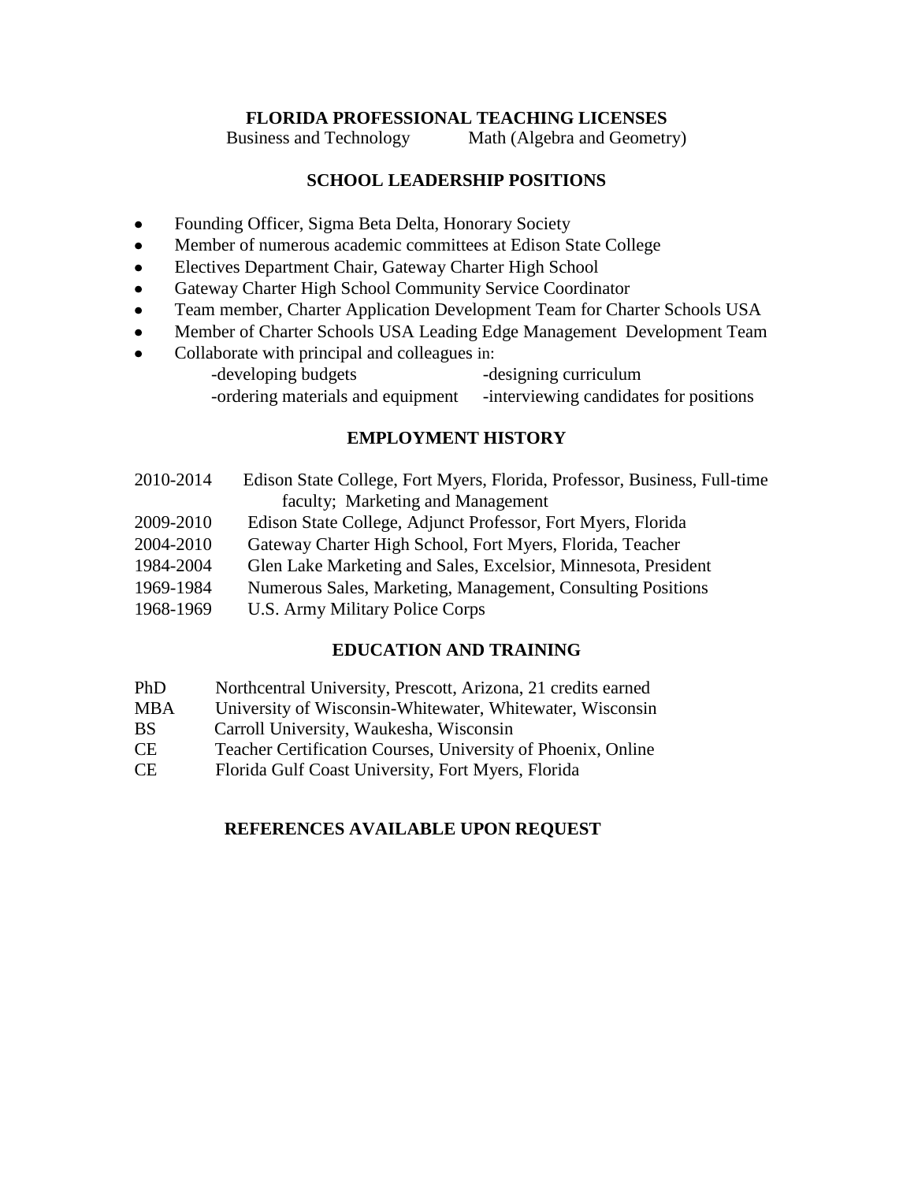## FLORIDA PROFESSIONAL TEACHING LICENSES

Business and Technology    Math (Algebra and Geometry)

## SCHOOL LEADERSHIP POSITIONS

- Founding Officer, Sigma Beta Delta, Honorary Society
- Member of numerous academic committees at Edison State College
- Electives Department Chair, Gateway Charter High School
- Gateway Charter High School Community Service Coordinator
- Team member, Charter Application Development Team for Charter Schools USA
- Member of Charter Schools USA Leading Edge Management Development Team
- Collaborate with principal and colleagues in:
  - -developing budgets
  - -designing curriculum
  - -ordering materials and equipment
  - -interviewing candidates for positions

## EMPLOYMENT HISTORY

| | |
|---|---|
| 2010-2014 | Edison State College, Fort Myers, Florida, Professor, Business, Full-time faculty; Marketing and Management |
| 2009-2010 | Edison State College, Adjunct Professor, Fort Myers, Florida |
| 2004-2010 | Gateway Charter High School, Fort Myers, Florida, Teacher |
| 1984-2004 | Glen Lake Marketing and Sales, Excelsior, Minnesota, President |
| 1969-1984 | Numerous Sales, Marketing, Management, Consulting Positions |
| 1968-1969 | U.S. Army Military Police Corps |

## EDUCATION AND TRAINING

| | |
|---|---|
| PhD | Northcentral University, Prescott, Arizona, 21 credits earned |
| MBA | University of Wisconsin-Whitewater, Whitewater, Wisconsin |
| BS | Carroll University, Waukesha, Wisconsin |
| CE | Teacher Certification Courses, University of Phoenix, Online |
| CE | Florida Gulf Coast University, Fort Myers, Florida |

## REFERENCES AVAILABLE UPON REQUEST